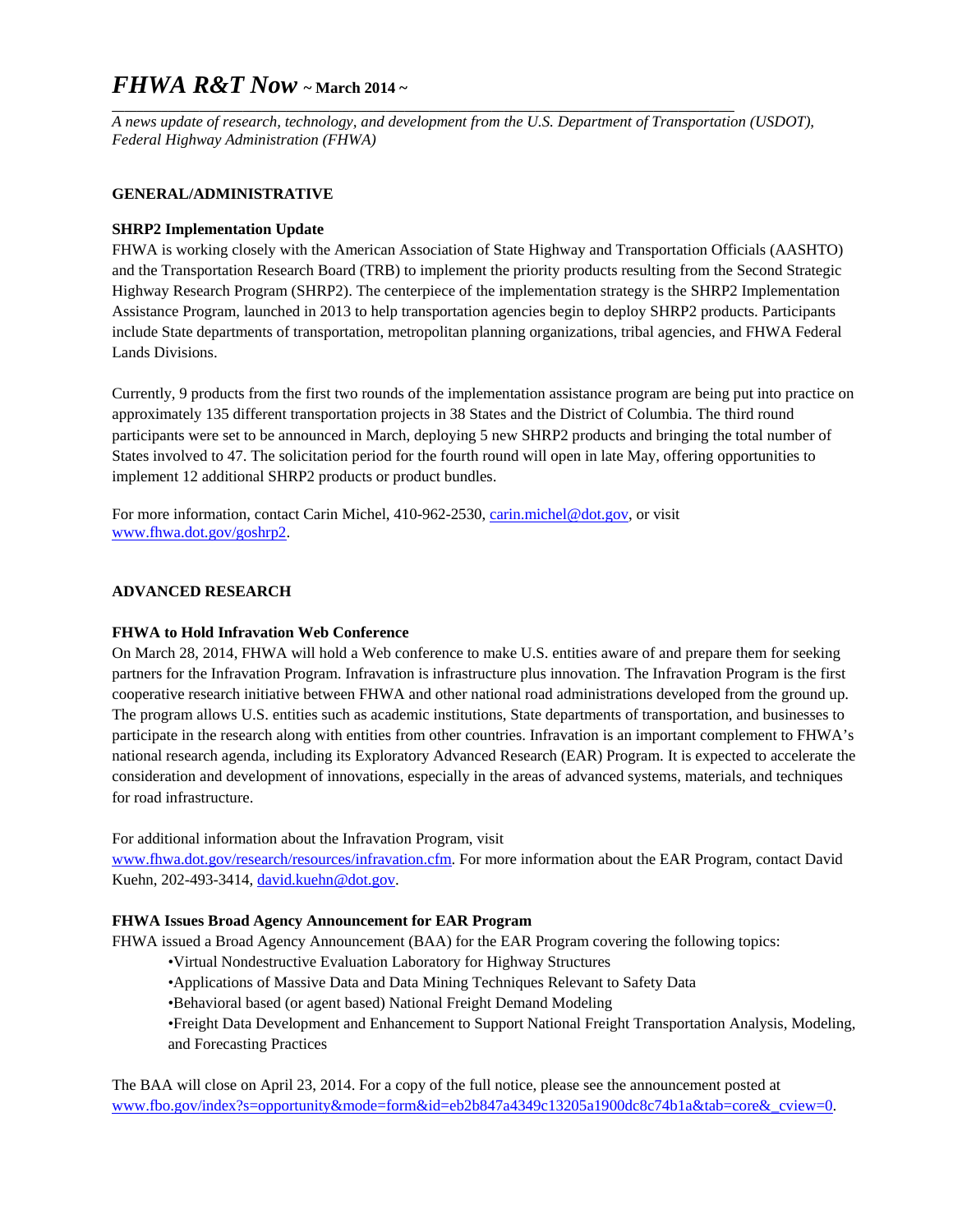# *FHWA R&T Now* ~ March 2014 ~

*A news update of research, technology, and development from the U.S. Department of Transportation (USDOT), Federal Highway Administration (FHWA)*

## GENERAL/ADMINISTRATIVE

### SHRP2 Implementation Update

FHWA is working closely with the American Association of State Highway and Transportation Officials (AASHTO) and the Transportation Research Board (TRB) to implement the priority products resulting from the Second Strategic Highway Research Program (SHRP2). The centerpiece of the implementation strategy is the SHRP2 Implementation Assistance Program, launched in 2013 to help transportation agencies begin to deploy SHRP2 products. Participants include State departments of transportation, metropolitan planning organizations, tribal agencies, and FHWA Federal Lands Divisions.

Currently, 9 products from the first two rounds of the implementation assistance program are being put into practice on approximately 135 different transportation projects in 38 States and the District of Columbia. The third round participants were set to be announced in March, deploying 5 new SHRP2 products and bringing the total number of States involved to 47. The solicitation period for the fourth round will open in late May, offering opportunities to implement 12 additional SHRP2 products or product bundles.

For more information, contact Carin Michel, 410-962-2530, carin.michel@dot.gov, or visit www.fhwa.dot.gov/goshrp2.

## ADVANCED RESEARCH

### FHWA to Hold Infravation Web Conference

On March 28, 2014, FHWA will hold a Web conference to make U.S. entities aware of and prepare them for seeking partners for the Infravation Program. Infravation is infrastructure plus innovation. The Infravation Program is the first cooperative research initiative between FHWA and other national road administrations developed from the ground up. The program allows U.S. entities such as academic institutions, State departments of transportation, and businesses to participate in the research along with entities from other countries. Infravation is an important complement to FHWA's national research agenda, including its Exploratory Advanced Research (EAR) Program. It is expected to accelerate the consideration and development of innovations, especially in the areas of advanced systems, materials, and techniques for road infrastructure.

For additional information about the Infravation Program, visit www.fhwa.dot.gov/research/resources/infravation.cfm. For more information about the EAR Program, contact David Kuehn, 202-493-3414, david.kuehn@dot.gov.

### FHWA Issues Broad Agency Announcement for EAR Program

FHWA issued a Broad Agency Announcement (BAA) for the EAR Program covering the following topics:

- Virtual Nondestructive Evaluation Laboratory for Highway Structures
- Applications of Massive Data and Data Mining Techniques Relevant to Safety Data
- Behavioral based (or agent based) National Freight Demand Modeling
- Freight Data Development and Enhancement to Support National Freight Transportation Analysis, Modeling, and Forecasting Practices

The BAA will close on April 23, 2014. For a copy of the full notice, please see the announcement posted at www.fbo.gov/index?s=opportunity&mode=form&id=eb2b847a4349c13205a1900dc8c74b1a&tab=core&_cview=0.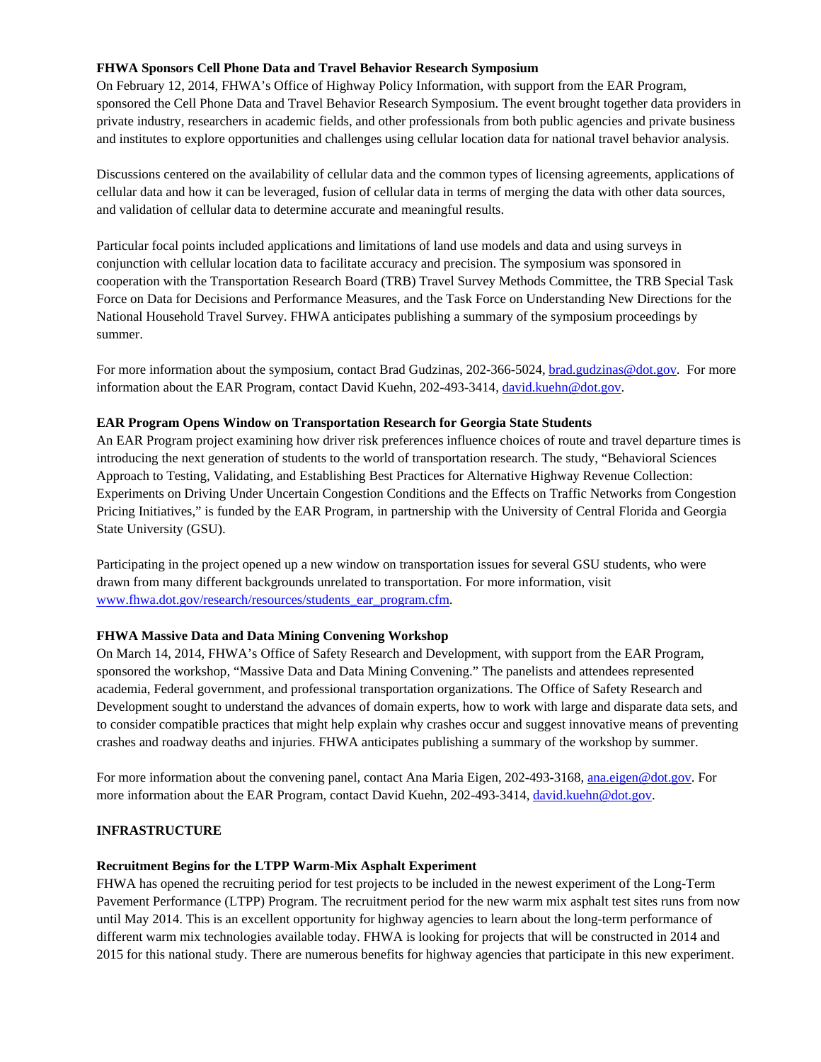**FHWA Sponsors Cell Phone Data and Travel Behavior Research Symposium**

On February 12, 2014, FHWA's Office of Highway Policy Information, with support from the EAR Program, sponsored the Cell Phone Data and Travel Behavior Research Symposium. The event brought together data providers in private industry, researchers in academic fields, and other professionals from both public agencies and private business and institutes to explore opportunities and challenges using cellular location data for national travel behavior analysis.

Discussions centered on the availability of cellular data and the common types of licensing agreements, applications of cellular data and how it can be leveraged, fusion of cellular data in terms of merging the data with other data sources, and validation of cellular data to determine accurate and meaningful results.

Particular focal points included applications and limitations of land use models and data and using surveys in conjunction with cellular location data to facilitate accuracy and precision. The symposium was sponsored in cooperation with the Transportation Research Board (TRB) Travel Survey Methods Committee, the TRB Special Task Force on Data for Decisions and Performance Measures, and the Task Force on Understanding New Directions for the National Household Travel Survey. FHWA anticipates publishing a summary of the symposium proceedings by summer.

For more information about the symposium, contact Brad Gudzinas, 202-366-5024, brad.gudzinas@dot.gov. For more information about the EAR Program, contact David Kuehn, 202-493-3414, david.kuehn@dot.gov.

**EAR Program Opens Window on Transportation Research for Georgia State Students**

An EAR Program project examining how driver risk preferences influence choices of route and travel departure times is introducing the next generation of students to the world of transportation research. The study, "Behavioral Sciences Approach to Testing, Validating, and Establishing Best Practices for Alternative Highway Revenue Collection: Experiments on Driving Under Uncertain Congestion Conditions and the Effects on Traffic Networks from Congestion Pricing Initiatives," is funded by the EAR Program, in partnership with the University of Central Florida and Georgia State University (GSU).

Participating in the project opened up a new window on transportation issues for several GSU students, who were drawn from many different backgrounds unrelated to transportation. For more information, visit www.fhwa.dot.gov/research/resources/students_ear_program.cfm.

**FHWA Massive Data and Data Mining Convening Workshop**

On March 14, 2014, FHWA's Office of Safety Research and Development, with support from the EAR Program, sponsored the workshop, "Massive Data and Data Mining Convening." The panelists and attendees represented academia, Federal government, and professional transportation organizations. The Office of Safety Research and Development sought to understand the advances of domain experts, how to work with large and disparate data sets, and to consider compatible practices that might help explain why crashes occur and suggest innovative means of preventing crashes and roadway deaths and injuries. FHWA anticipates publishing a summary of the workshop by summer.

For more information about the convening panel, contact Ana Maria Eigen, 202-493-3168, ana.eigen@dot.gov. For more information about the EAR Program, contact David Kuehn, 202-493-3414, david.kuehn@dot.gov.

## INFRASTRUCTURE

**Recruitment Begins for the LTPP Warm-Mix Asphalt Experiment**

FHWA has opened the recruiting period for test projects to be included in the newest experiment of the Long-Term Pavement Performance (LTPP) Program. The recruitment period for the new warm mix asphalt test sites runs from now until May 2014. This is an excellent opportunity for highway agencies to learn about the long-term performance of different warm mix technologies available today. FHWA is looking for projects that will be constructed in 2014 and 2015 for this national study. There are numerous benefits for highway agencies that participate in this new experiment.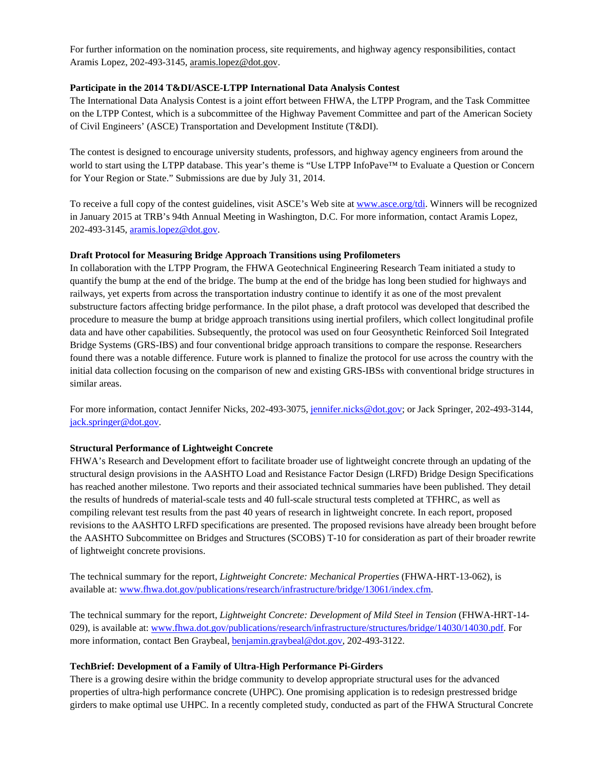For further information on the nomination process, site requirements, and highway agency responsibilities, contact Aramis Lopez, 202-493-3145, aramis.lopez@dot.gov.

**Participate in the 2014 T&DI/ASCE-LTPP International Data Analysis Contest**

The International Data Analysis Contest is a joint effort between FHWA, the LTPP Program, and the Task Committee on the LTPP Contest, which is a subcommittee of the Highway Pavement Committee and part of the American Society of Civil Engineers' (ASCE) Transportation and Development Institute (T&DI).

The contest is designed to encourage university students, professors, and highway agency engineers from around the world to start using the LTPP database. This year's theme is "Use LTPP InfoPave™ to Evaluate a Question or Concern for Your Region or State." Submissions are due by July 31, 2014.

To receive a full copy of the contest guidelines, visit ASCE's Web site at www.asce.org/tdi. Winners will be recognized in January 2015 at TRB's 94th Annual Meeting in Washington, D.C. For more information, contact Aramis Lopez, 202-493-3145, aramis.lopez@dot.gov.

**Draft Protocol for Measuring Bridge Approach Transitions using Profilometers**

In collaboration with the LTPP Program, the FHWA Geotechnical Engineering Research Team initiated a study to quantify the bump at the end of the bridge. The bump at the end of the bridge has long been studied for highways and railways, yet experts from across the transportation industry continue to identify it as one of the most prevalent substructure factors affecting bridge performance. In the pilot phase, a draft protocol was developed that described the procedure to measure the bump at bridge approach transitions using inertial profilers, which collect longitudinal profile data and have other capabilities. Subsequently, the protocol was used on four Geosynthetic Reinforced Soil Integrated Bridge Systems (GRS-IBS) and four conventional bridge approach transitions to compare the response. Researchers found there was a notable difference. Future work is planned to finalize the protocol for use across the country with the initial data collection focusing on the comparison of new and existing GRS-IBSs with conventional bridge structures in similar areas.

For more information, contact Jennifer Nicks, 202-493-3075, jennifer.nicks@dot.gov; or Jack Springer, 202-493-3144, jack.springer@dot.gov.

**Structural Performance of Lightweight Concrete**

FHWA's Research and Development effort to facilitate broader use of lightweight concrete through an updating of the structural design provisions in the AASHTO Load and Resistance Factor Design (LRFD) Bridge Design Specifications has reached another milestone. Two reports and their associated technical summaries have been published. They detail the results of hundreds of material-scale tests and 40 full-scale structural tests completed at TFHRC, as well as compiling relevant test results from the past 40 years of research in lightweight concrete. In each report, proposed revisions to the AASHTO LRFD specifications are presented. The proposed revisions have already been brought before the AASHTO Subcommittee on Bridges and Structures (SCOBS) T-10 for consideration as part of their broader rewrite of lightweight concrete provisions.

The technical summary for the report, *Lightweight Concrete: Mechanical Properties* (FHWA-HRT-13-062), is available at: www.fhwa.dot.gov/publications/research/infrastructure/bridge/13061/index.cfm.

The technical summary for the report, *Lightweight Concrete: Development of Mild Steel in Tension* (FHWA-HRT-14-029), is available at: www.fhwa.dot.gov/publications/research/infrastructure/structures/bridge/14030/14030.pdf. For more information, contact Ben Graybeal, benjamin.graybeal@dot.gov, 202-493-3122.

**TechBrief: Development of a Family of Ultra-High Performance Pi-Girders**

There is a growing desire within the bridge community to develop appropriate structural uses for the advanced properties of ultra-high performance concrete (UHPC). One promising application is to redesign prestressed bridge girders to make optimal use UHPC. In a recently completed study, conducted as part of the FHWA Structural Concrete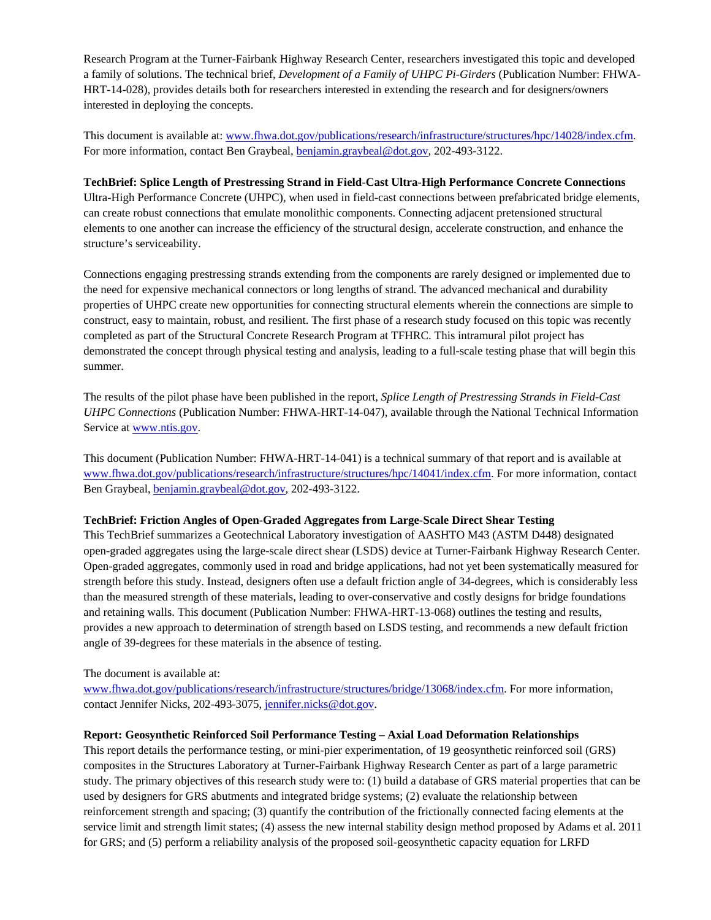Research Program at the Turner-Fairbank Highway Research Center, researchers investigated this topic and developed a family of solutions. The technical brief, *Development of a Family of UHPC Pi-Girders* (Publication Number: FHWA-HRT-14-028), provides details both for researchers interested in extending the research and for designers/owners interested in deploying the concepts.

This document is available at: www.fhwa.dot.gov/publications/research/infrastructure/structures/hpc/14028/index.cfm. For more information, contact Ben Graybeal, benjamin.graybeal@dot.gov, 202-493-3122.

**TechBrief: Splice Length of Prestressing Strand in Field-Cast Ultra-High Performance Concrete Connections**
Ultra-High Performance Concrete (UHPC), when used in field-cast connections between prefabricated bridge elements, can create robust connections that emulate monolithic components. Connecting adjacent pretensioned structural elements to one another can increase the efficiency of the structural design, accelerate construction, and enhance the structure's serviceability.

Connections engaging prestressing strands extending from the components are rarely designed or implemented due to the need for expensive mechanical connectors or long lengths of strand. The advanced mechanical and durability properties of UHPC create new opportunities for connecting structural elements wherein the connections are simple to construct, easy to maintain, robust, and resilient. The first phase of a research study focused on this topic was recently completed as part of the Structural Concrete Research Program at TFHRC. This intramural pilot project has demonstrated the concept through physical testing and analysis, leading to a full-scale testing phase that will begin this summer.

The results of the pilot phase have been published in the report, *Splice Length of Prestressing Strands in Field-Cast UHPC Connections* (Publication Number: FHWA-HRT-14-047), available through the National Technical Information Service at www.ntis.gov.

This document (Publication Number: FHWA-HRT-14-041) is a technical summary of that report and is available at www.fhwa.dot.gov/publications/research/infrastructure/structures/hpc/14041/index.cfm. For more information, contact Ben Graybeal, benjamin.graybeal@dot.gov, 202-493-3122.

**TechBrief: Friction Angles of Open-Graded Aggregates from Large-Scale Direct Shear Testing**
This TechBrief summarizes a Geotechnical Laboratory investigation of AASHTO M43 (ASTM D448) designated open-graded aggregates using the large-scale direct shear (LSDS) device at Turner-Fairbank Highway Research Center. Open-graded aggregates, commonly used in road and bridge applications, had not yet been systematically measured for strength before this study. Instead, designers often use a default friction angle of 34-degrees, which is considerably less than the measured strength of these materials, leading to over-conservative and costly designs for bridge foundations and retaining walls. This document (Publication Number: FHWA-HRT-13-068) outlines the testing and results, provides a new approach to determination of strength based on LSDS testing, and recommends a new default friction angle of 39-degrees for these materials in the absence of testing.

The document is available at:
www.fhwa.dot.gov/publications/research/infrastructure/structures/bridge/13068/index.cfm. For more information, contact Jennifer Nicks, 202-493-3075, jennifer.nicks@dot.gov.

**Report: Geosynthetic Reinforced Soil Performance Testing – Axial Load Deformation Relationships**
This report details the performance testing, or mini-pier experimentation, of 19 geosynthetic reinforced soil (GRS) composites in the Structures Laboratory at Turner-Fairbank Highway Research Center as part of a large parametric study. The primary objectives of this research study were to: (1) build a database of GRS material properties that can be used by designers for GRS abutments and integrated bridge systems; (2) evaluate the relationship between reinforcement strength and spacing; (3) quantify the contribution of the frictionally connected facing elements at the service limit and strength limit states; (4) assess the new internal stability design method proposed by Adams et al. 2011 for GRS; and (5) perform a reliability analysis of the proposed soil-geosynthetic capacity equation for LRFD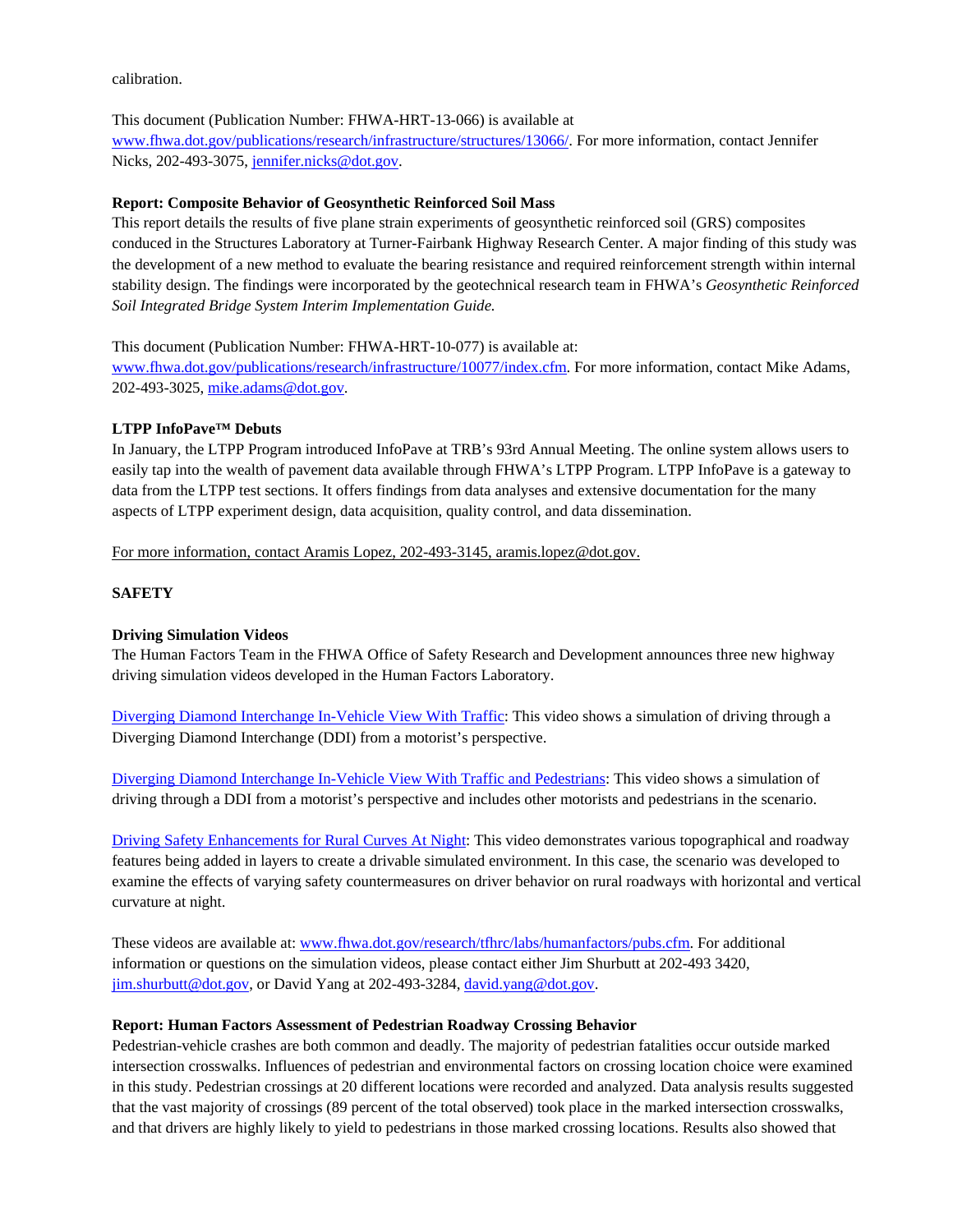calibration.

This document (Publication Number: FHWA-HRT-13-066) is available at www.fhwa.dot.gov/publications/research/infrastructure/structures/13066/. For more information, contact Jennifer Nicks, 202-493-3075, jennifer.nicks@dot.gov.

**Report: Composite Behavior of Geosynthetic Reinforced Soil Mass**

This report details the results of five plane strain experiments of geosynthetic reinforced soil (GRS) composites conduced in the Structures Laboratory at Turner-Fairbank Highway Research Center. A major finding of this study was the development of a new method to evaluate the bearing resistance and required reinforcement strength within internal stability design. The findings were incorporated by the geotechnical research team in FHWA's *Geosynthetic Reinforced Soil Integrated Bridge System Interim Implementation Guide.*

This document (Publication Number: FHWA-HRT-10-077) is available at: www.fhwa.dot.gov/publications/research/infrastructure/10077/index.cfm. For more information, contact Mike Adams, 202-493-3025, mike.adams@dot.gov.

**LTPP InfoPave™ Debuts**

In January, the LTPP Program introduced InfoPave at TRB's 93rd Annual Meeting. The online system allows users to easily tap into the wealth of pavement data available through FHWA's LTPP Program. LTPP InfoPave is a gateway to data from the LTPP test sections. It offers findings from data analyses and extensive documentation for the many aspects of LTPP experiment design, data acquisition, quality control, and data dissemination.

For more information, contact Aramis Lopez, 202-493-3145, aramis.lopez@dot.gov.

**SAFETY**

**Driving Simulation Videos**

The Human Factors Team in the FHWA Office of Safety Research and Development announces three new highway driving simulation videos developed in the Human Factors Laboratory.

Diverging Diamond Interchange In-Vehicle View With Traffic: This video shows a simulation of driving through a Diverging Diamond Interchange (DDI) from a motorist's perspective.

Diverging Diamond Interchange In-Vehicle View With Traffic and Pedestrians: This video shows a simulation of driving through a DDI from a motorist's perspective and includes other motorists and pedestrians in the scenario.

Driving Safety Enhancements for Rural Curves At Night: This video demonstrates various topographical and roadway features being added in layers to create a drivable simulated environment. In this case, the scenario was developed to examine the effects of varying safety countermeasures on driver behavior on rural roadways with horizontal and vertical curvature at night.

These videos are available at: www.fhwa.dot.gov/research/tfhrc/labs/humanfactors/pubs.cfm. For additional information or questions on the simulation videos, please contact either Jim Shurbutt at 202-493 3420, jim.shurbutt@dot.gov, or David Yang at 202-493-3284, david.yang@dot.gov.

**Report: Human Factors Assessment of Pedestrian Roadway Crossing Behavior**

Pedestrian-vehicle crashes are both common and deadly. The majority of pedestrian fatalities occur outside marked intersection crosswalks. Influences of pedestrian and environmental factors on crossing location choice were examined in this study. Pedestrian crossings at 20 different locations were recorded and analyzed. Data analysis results suggested that the vast majority of crossings (89 percent of the total observed) took place in the marked intersection crosswalks, and that drivers are highly likely to yield to pedestrians in those marked crossing locations. Results also showed that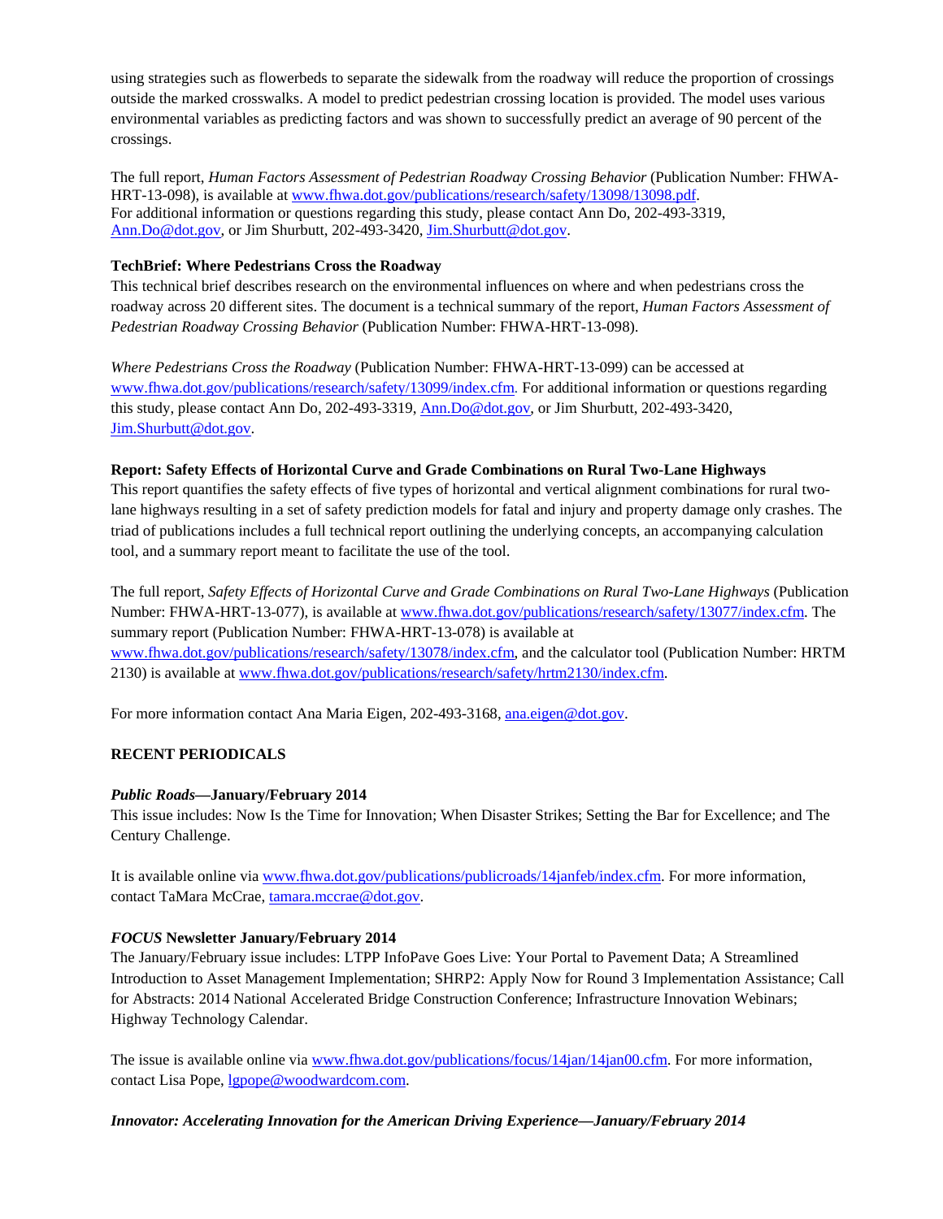using strategies such as flowerbeds to separate the sidewalk from the roadway will reduce the proportion of crossings outside the marked crosswalks. A model to predict pedestrian crossing location is provided. The model uses various environmental variables as predicting factors and was shown to successfully predict an average of 90 percent of the crossings.

The full report, *Human Factors Assessment of Pedestrian Roadway Crossing Behavior* (Publication Number: FHWA-HRT-13-098), is available at www.fhwa.dot.gov/publications/research/safety/13098/13098.pdf. For additional information or questions regarding this study, please contact Ann Do, 202-493-3319, Ann.Do@dot.gov, or Jim Shurbutt, 202-493-3420, Jim.Shurbutt@dot.gov.

**TechBrief: Where Pedestrians Cross the Roadway**

This technical brief describes research on the environmental influences on where and when pedestrians cross the roadway across 20 different sites. The document is a technical summary of the report, *Human Factors Assessment of Pedestrian Roadway Crossing Behavior* (Publication Number: FHWA-HRT-13-098).

*Where Pedestrians Cross the Roadway* (Publication Number: FHWA-HRT-13-099) can be accessed at www.fhwa.dot.gov/publications/research/safety/13099/index.cfm. For additional information or questions regarding this study, please contact Ann Do, 202-493-3319, Ann.Do@dot.gov, or Jim Shurbutt, 202-493-3420, Jim.Shurbutt@dot.gov.

**Report: Safety Effects of Horizontal Curve and Grade Combinations on Rural Two-Lane Highways**

This report quantifies the safety effects of five types of horizontal and vertical alignment combinations for rural two-lane highways resulting in a set of safety prediction models for fatal and injury and property damage only crashes. The triad of publications includes a full technical report outlining the underlying concepts, an accompanying calculation tool, and a summary report meant to facilitate the use of the tool.

The full report, *Safety Effects of Horizontal Curve and Grade Combinations on Rural Two-Lane Highways* (Publication Number: FHWA-HRT-13-077), is available at www.fhwa.dot.gov/publications/research/safety/13077/index.cfm. The summary report (Publication Number: FHWA-HRT-13-078) is available at www.fhwa.dot.gov/publications/research/safety/13078/index.cfm, and the calculator tool (Publication Number: HRTM 2130) is available at www.fhwa.dot.gov/publications/research/safety/hrtm2130/index.cfm.

For more information contact Ana Maria Eigen, 202-493-3168, ana.eigen@dot.gov.

**RECENT PERIODICALS**

***Public Roads*—January/February 2014**

This issue includes: Now Is the Time for Innovation; When Disaster Strikes; Setting the Bar for Excellence; and The Century Challenge.

It is available online via www.fhwa.dot.gov/publications/publicroads/14janfeb/index.cfm. For more information, contact TaMara McCrae, tamara.mccrae@dot.gov.

***FOCUS* Newsletter January/February 2014**

The January/February issue includes: LTPP InfoPave Goes Live: Your Portal to Pavement Data; A Streamlined Introduction to Asset Management Implementation; SHRP2: Apply Now for Round 3 Implementation Assistance; Call for Abstracts: 2014 National Accelerated Bridge Construction Conference; Infrastructure Innovation Webinars; Highway Technology Calendar.

The issue is available online via www.fhwa.dot.gov/publications/focus/14jan/14jan00.cfm. For more information, contact Lisa Pope, lgpope@woodwardcom.com.

***Innovator: Accelerating Innovation for the American Driving Experience*—January/February 2014**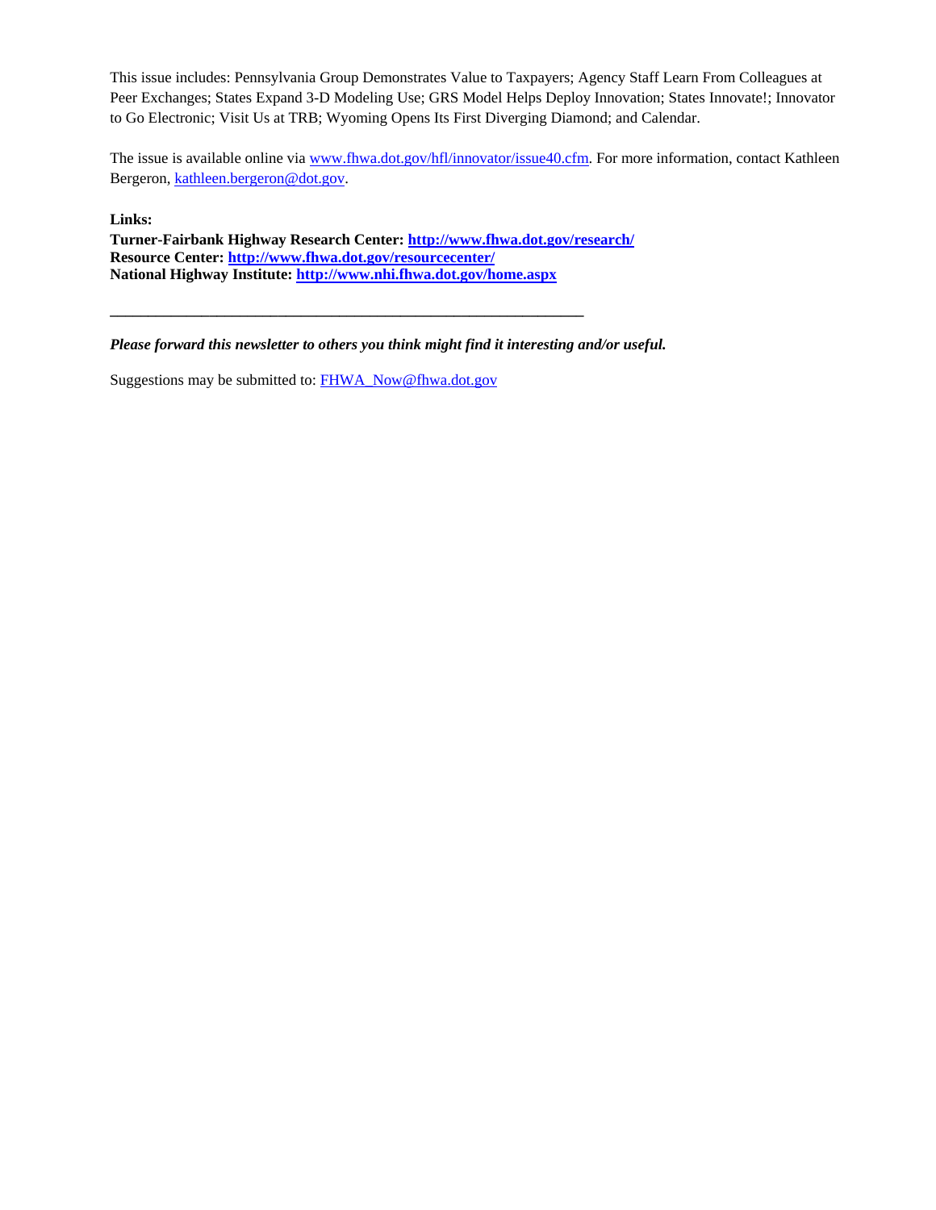This issue includes: Pennsylvania Group Demonstrates Value to Taxpayers; Agency Staff Learn From Colleagues at Peer Exchanges; States Expand 3-D Modeling Use; GRS Model Helps Deploy Innovation; States Innovate!; Innovator to Go Electronic; Visit Us at TRB; Wyoming Opens Its First Diverging Diamond; and Calendar.

The issue is available online via www.fhwa.dot.gov/hfl/innovator/issue40.cfm. For more information, contact Kathleen Bergeron, kathleen.bergeron@dot.gov.

**Links:**
**Turner-Fairbank Highway Research Center: http://www.fhwa.dot.gov/research/**
**Resource Center: http://www.fhwa.dot.gov/resourcecenter/**
**National Highway Institute: http://www.nhi.fhwa.dot.gov/home.aspx**

---

***Please forward this newsletter to others you think might find it interesting and/or useful.***

Suggestions may be submitted to: FHWA_Now@fhwa.dot.gov